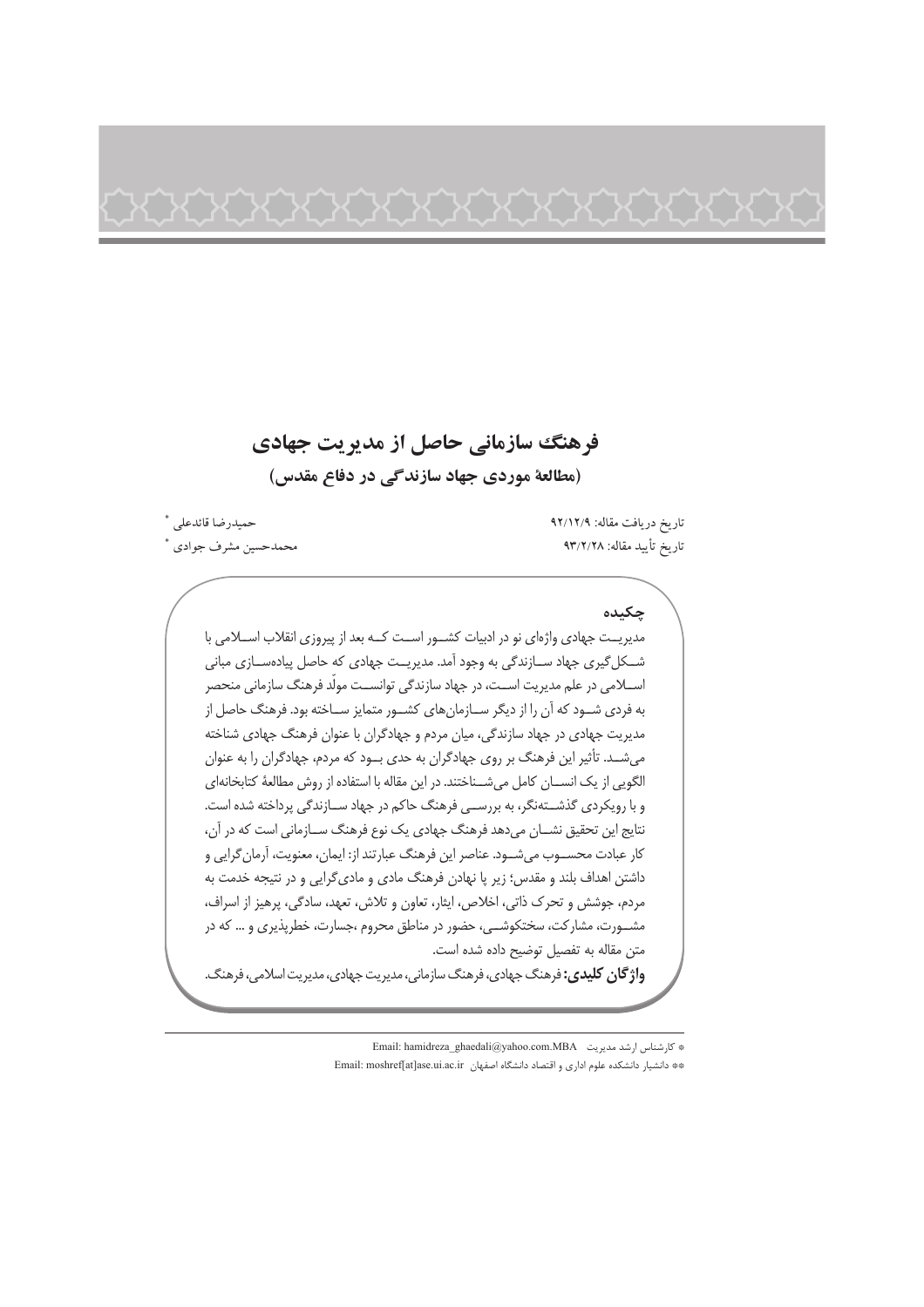# فرهنگ سازمانی حاصل از مدیریت جهادی

## (مطالعهٔ موردی جهاد سازندگی در دفاع مقدس)

حمیدرضا قائدعلی *

محمدحسین مشرف جوادی *

تاریخ دریافت مقاله: ۹۲/۱۲/۹

تاریخ تأیید مقاله: ۹۳/۲/۲۸

### چکیده

مدیریت جهادی واژه‌ای نو در ادبیات کشور است که بعد از پیروزی انقلاب اسلامی با شکل‌گیری جهاد سازندگی به وجود آمد. مدیریت جهادی که حاصل پیاده‌سازی مبانی اسلامی در علم مدیریت است، در جهاد سازندگی توانست مولّد فرهنگ سازمانی منحصر به فردی شود که آن را از دیگر سازمان‌های کشور متمایز ساخته بود. فرهنگ حاصل از مدیریت جهادی در جهاد سازندگی، میان مردم و جهادگران با عنوان فرهنگ جهادی شناخته می‌شد. تأثیر این فرهنگ بر روی جهادگران به حدی بود که مردم، جهادگران را به عنوان الگویی از یک انسان کامل می‌شناختند. در این مقاله با استفاده از روش مطالعهٔ کتابخانه‌ای و با رویکردی گذشته‌نگر، به بررسی فرهنگ حاکم در جهاد سازندگی پرداخته شده است. نتایج این تحقیق نشان می‌دهد فرهنگ جهادی یک نوع فرهنگ سازمانی است که در آن، کار عبادت محسوب می‌شود. عناصر این فرهنگ عبارتند از: ایمان، معنویت، آرمان‌گرایی و داشتن اهداف بلند و مقدس؛ زیر پا نهادن فرهنگ مادی و مادی‌گرایی و در نتیجه خدمت به مردم، جوشش و تحرک ذاتی، اخلاص، ایثار، تعاون و تلاش، تعهد، سادگی، پرهیز از اسراف، مشورت، مشارکت، سختکوشی، حضور در مناطق محروم ،جسارت، خطرپذیری و ... که در متن مقاله به تفصیل توضیح داده شده است.

**واژگان کلیدی:** فرهنگ جهادی، فرهنگ سازمانی، مدیریت جهادی، مدیریت اسلامی، فرهنگ.

---

* کارشناس ارشد مدیریت Email: hamidreza_ghaedali@yahoo.com.MBA

** دانشیار دانشکده علوم اداری و اقتصاد دانشگاه اصفهان Email: moshref[at]ase.ui.ac.ir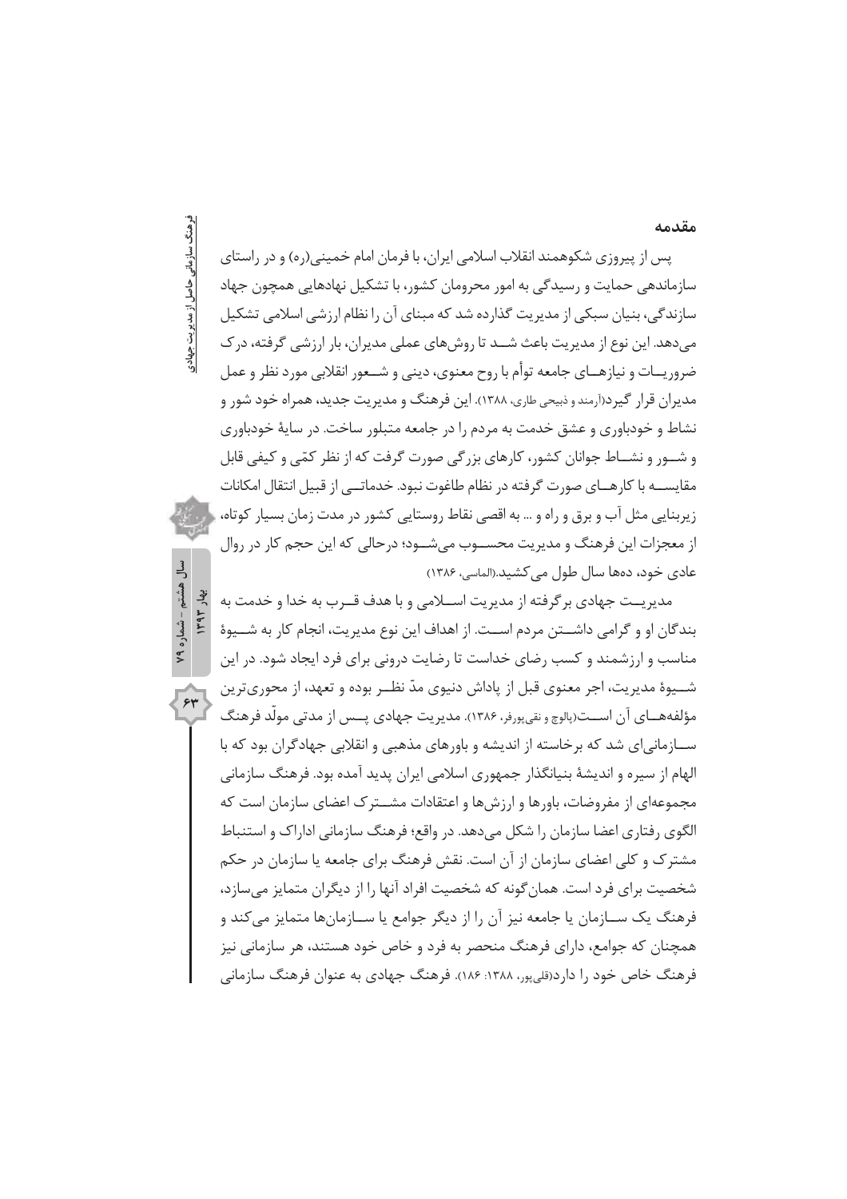## مقدمه

پس از پیروزی شکوهمند انقلاب اسلامی ایران، با فرمان امام خمینی(ره) و در راستای سازماندهی حمایت و رسیدگی به امور محرومان کشور، با تشکیل نهادهایی همچون جهاد سازندگی، بنیان سبکی از مدیریت گذارده شد که مبنای آن را نظام ارزشی اسلامی تشکیل می‌دهد. این نوع از مدیریت باعث شـد تا روش‌های عملی مدیران، بار ارزشی گرفته، درک ضروریـات و نیازهـای جامعه توأم با روح معنوی، دینی و شـعور انقلابی مورد نظر و عمل مدیران قرار گیرد(آرمند و ذبیحی طاری، ۱۳۸۸). این فرهنگ و مدیریت جدید، همراه خود شور و نشاط و خودباوری و عشق خدمت به مردم را در جامعه متبلور ساخت. در سایهٔ خودباوری و شـور و نشـاط جوانان کشور، کارهای بزرگی صورت گرفت که از نظر کمّی و کیفی قابل مقایسـه با کارهـای صورت گرفته در نظام طاغوت نبود. خدماتـی از قبیل انتقال امکانات زیربنایی مثل آب و برق و راه و ... به اقصی نقاط روستایی کشور در مدت زمان بسیار کوتاه، از معجزات این فرهنگ و مدیریت محسـوب می‌شـود؛ درحالی که این حجم کار در روال عادی خود، دهها سال طول می‌کشید.(الماسی، ۱۳۸۶)

مدیریـت جهادی برگرفته از مدیریت اسـلامی و با هدف قـرب به خدا و خدمت به بندگان او و گرامی داشـتن مردم اسـت. از اهداف این نوع مدیریت، انجام کار به شـیوهٔ مناسب و ارزشمند و کسب رضای خداست تا رضایت درونی برای فرد ایجاد شود. در این شـیوهٔ مدیریت، اجر معنوی قبل از پاداش دنیوی مدّ نظـر بوده و تعهد، از محوری‌ترین مؤلفه‌هـای آن اسـت(پالوچ و نقی‌پورفر، ۱۳۸۶). مدیریت جهادی پـس از مدتی مولّد فرهنگ سـازمانی‌ای شد که برخاسته از اندیشه و باورهای مذهبی و انقلابی جهادگران بود که با الهام از سیره و اندیشهٔ بنیانگذار جمهوری اسلامی ایران پدید آمده بود. فرهنگ سازمانی مجموعه‌ای از مفروضات، باورها و ارزش‌ها و اعتقادات مشـترک اعضای سازمان است که الگوی رفتاری اعضا سازمان را شکل می‌دهد. در واقع؛ فرهنگ سازمانی ادارک و استنباط مشترک و کلی اعضای سازمان از آن است. نقش فرهنگ برای جامعه یا سازمان در حکم شخصیت برای فرد است. همان‌گونه که شخصیت افراد آنها را از دیگران متمایز می‌سازد، فرهنگ یک سـازمان یا جامعه نیز آن را از دیگر جوامع یا سـازمان‌ها متمایز می‌کند و همچنان که جوامع، دارای فرهنگ منحصر به فرد و خاص خود هستند، هر سازمانی نیز فرهنگ خاص خود را دارد(قلی‌پور، ۱۳۸۸: ۱۸۶). فرهنگ جهادی به عنوان فرهنگ سازمانی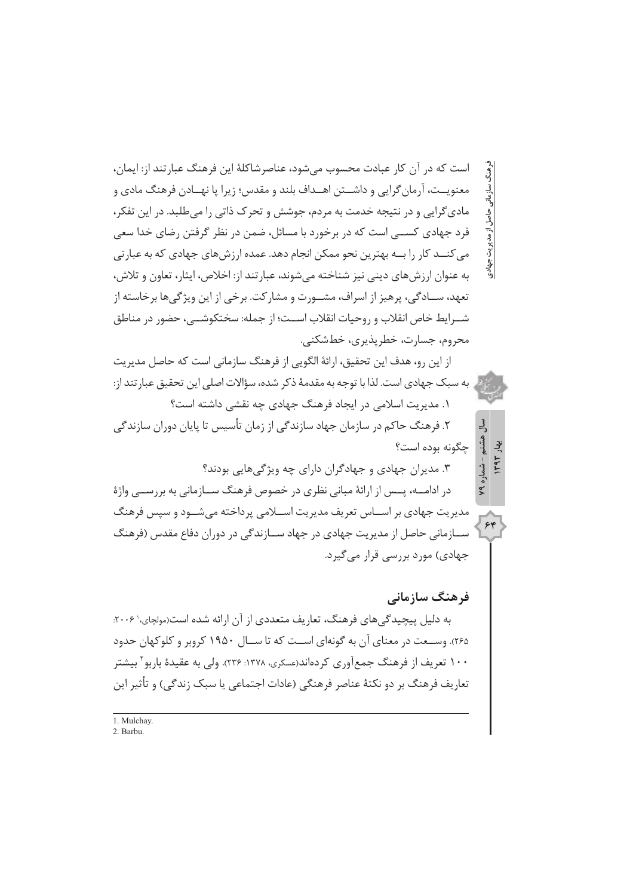است که در آن کار عبادت محسوب می‌شود، عناصرشاکلۀ این فرهنگ عبارتند از: ایمان، معنویت، آرمان‌گرایی و داشتن اهداف بلند و مقدس؛ زیرا پا نهادن فرهنگ مادی و مادی‌گرایی و در نتیجه خدمت به مردم، جوشش و تحرک ذاتی را می‌طلبد. در این تفکر، فرد جهادی کسی است که در برخورد با مسائل، ضمن در نظر گرفتن رضای خدا سعی می‌کند کار را به بهترین نحو ممکن انجام دهد. عمده ارزش‌های جهادی که به عبارتی به عنوان ارزش‌های دینی نیز شناخته می‌شوند، عبارتند از: اخلاص، ایثار، تعاون و تلاش، تعهد، سادگی، پرهیز از اسراف، مشورت و مشارکت. برخی از این ویژگی‌ها برخاسته از شرایط خاص انقلاب و روحیات انقلاب است؛ از جمله: سختکوشی، حضور در مناطق محروم، جسارت، خطرپذیری، خط‌شکنی.

از این رو، هدف این تحقیق، ارائۀ الگویی از فرهنگ سازمانی است که حاصل مدیریت به سبک جهادی است. لذا با توجه به مقدمۀ ذکر شده، سؤالات اصلی این تحقیق عبارتند از:

۱. مدیریت اسلامی در ایجاد فرهنگ جهادی چه نقشی داشته است؟

۲. فرهنگ حاکم در سازمان جهاد سازندگی از زمان تأسیس تا پایان دوران سازندگی چگونه بوده است؟

۳. مدیران جهادی و جهادگران دارای چه ویژگی‌هایی بودند؟

در ادامه، پس از ارائۀ مبانی نظری در خصوص فرهنگ سازمانی به بررسی واژۀ مدیریت جهادی بر اساس تعریف مدیریت اسلامی پرداخته می‌شود و سپس فرهنگ سازمانی حاصل از مدیریت جهادی در جهاد سازندگی در دوران دفاع مقدس (فرهنگ جهادی) مورد بررسی قرار می‌گیرد.

## فرهنگ سازمانی

به دلیل پیچیدگی‌های فرهنگ، تعاریف متعددی از آن ارائه شده است(مولچای،[1] ۲۰۰۶: ۲۶۵). وسعت در معنای آن به گونه‌ای است که تا سال ۱۹۵۰ کروبر و کلوکهان حدود ۱۰۰ تعریف از فرهنگ جمع‌آوری کرده‌اند(عسکری، ۱۳۷۸: ۲۳۶). ولی به عقیدۀ باربو[2] بیشتر تعاریف فرهنگ بر دو نکتۀ عناصر فرهنگی (عادات اجتماعی یا سبک زندگی) و تأثیر این

1. Mulchay.
2. Barbu.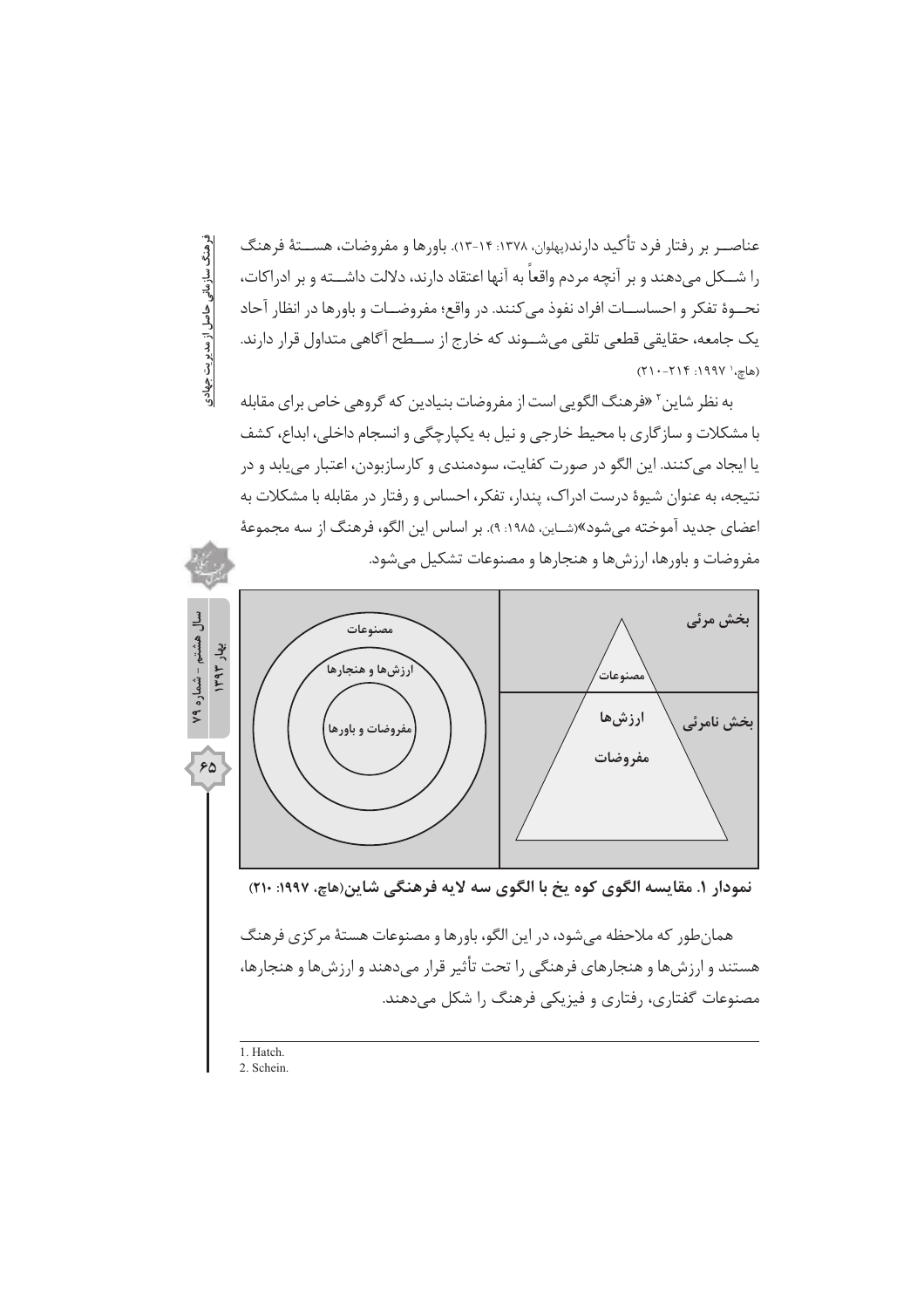عناصــر بر رفتار فرد تأکید دارند(پهلوان، ۱۳۷۸: ۱۴-۱۳). باورها و مفروضات، هســتهٔ فرهنگ را شــکل می‌دهند و بر آنچه مردم واقعاً به آنها اعتقاد دارند، دلالت داشــته و بر ادراکات، نحــوهٔ تفکر و احساســات افراد نفوذ می‌کنند. در واقع؛ مفروضــات و باورها در انظار آحاد یک جامعه، حقایقی قطعی تلقی می‌شــوند که خارج از ســطح آگاهی متداول قرار دارند. (هاچ،[1] ۱۹۹۷: ۲۱۴-۲۱۰)

به نظر شاین[2] «فرهنگ الگویی است از مفروضات بنیادین که گروهی خاص برای مقابله با مشکلات و سازگاری با محیط خارجی و نیل به یکپارچگی و انسجام داخلی، ابداع، کشف یا ایجاد می‌کنند. این الگو در صورت کفایت، سودمندی و کارسازبودن، اعتبار می‌یابد و در نتیجه، به عنوان شیوهٔ درست ادراک، پندار، تفکر، احساس و رفتار در مقابله با مشکلات به اعضای جدید آموخته می‌شود»(شـاین، ۱۹۸۵: ۹). بر اساس این الگو، فرهنگ از سه مجموعهٔ مفروضات و باورها، ارزش‌ها و هنجارها و مصنوعات تشکیل می‌شود.

بخش مرئی
مصنوعات
بخش نامرئی
ارزش‌ها
مفروضات

مصنوعات
ارزش‌ها و هنجارها
مفروضات و باورها

**نمودار ۱. مقایسه الگوی کوه یخ با الگوی سه لایه فرهنگی شاین(هاچ، ۱۹۹۷: ۲۱۰)**

همان‌طور که ملاحظه می‌شود، در این الگو، باورها و مصنوعات هستهٔ مرکزی فرهنگ هستند و ارزش‌ها و هنجارهای فرهنگی را تحت تأثیر قرار می‌دهند و ارزش‌ها و هنجارها، مصنوعات گفتاری، رفتاری و فیزیکی فرهنگ را شکل می‌دهند.

---

1. Hatch.
2. Schein.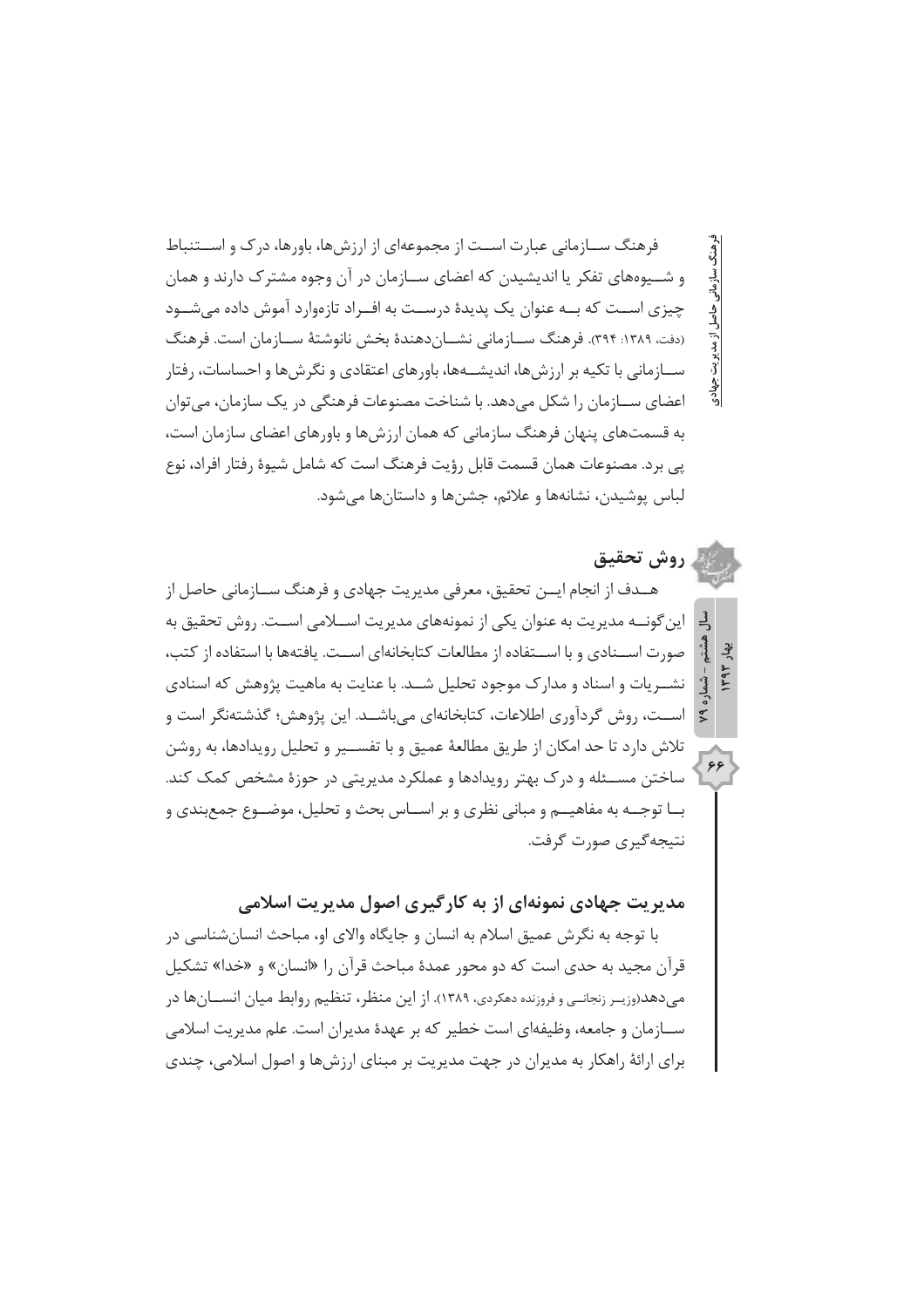فرهنگ سازمانی عبارت است از مجموعه‌ای از ارزش‌ها، باورها، درک و استنباط و شیوه‌های تفکر یا اندیشیدن که اعضای سازمان در آن وجوه مشترک دارند و همان چیزی است که به عنوان یک پدیدهٔ درست به افراد تازه‌وارد آموش داده می‌شود (دفت، ۱۳۸۹: ۳۹۴). فرهنگ سازمانی نشان‌دهندهٔ بخش نانوشتهٔ سازمان است. فرهنگ سازمانی با تکیه بر ارزش‌ها، اندیشه‌ها، باورهای اعتقادی و نگرش‌ها و احساسات، رفتار اعضای سازمان را شکل می‌دهد. با شناخت مصنوعات فرهنگی در یک سازمان، می‌توان به قسمت‌های پنهان فرهنگ سازمانی که همان ارزش‌ها و باورهای اعضای سازمان است، پی برد. مصنوعات همان قسمت قابل رؤیت فرهنگ است که شامل شیوهٔ رفتار افراد، نوع لباس پوشیدن، نشانه‌ها و علائم، جشن‌ها و داستان‌ها می‌شود.

## روش تحقیق

هدف از انجام این تحقیق، معرفی مدیریت جهادی و فرهنگ سازمانی حاصل از این‌گونه مدیریت به عنوان یکی از نمونه‌های مدیریت اسلامی است. روش تحقیق به صورت اسنادی و با استفاده از مطالعات کتابخانه‌ای است. یافته‌ها با استفاده از کتب، نشریات و اسناد و مدارک موجود تحلیل شد. با عنایت به ماهیت پژوهش که اسنادی است، روش گردآوری اطلاعات، کتابخانه‌ای می‌باشد. این پژوهش؛ گذشته‌نگر است و تلاش دارد تا حد امکان از طریق مطالعهٔ عمیق و با تفسیر و تحلیل رویدادها، به روشن ساختن مسئله و درک بهتر رویدادها و عملکرد مدیریتی در حوزهٔ مشخص کمک کند. با توجه به مفاهیم و مبانی نظری و بر اساس بحث و تحلیل، موضوع جمع‌بندی و نتیجه‌گیری صورت گرفت.

## مدیریت جهادی نمونه‌ای از به کارگیری اصول مدیریت اسلامی

با توجه به نگرش عمیق اسلام به انسان و جایگاه والای او، مباحث انسان‌شناسی در قرآن مجید به حدی است که دو محور عمدهٔ مباحث قرآن را «انسان» و «خدا» تشکیل می‌دهد(وزیر زنجانی و فروزنده دهکردی، ۱۳۸۹). از این منظر، تنظیم روابط میان انسان‌ها در سازمان و جامعه، وظیفه‌ای است خطیر که بر عهدهٔ مدیران است. علم مدیریت اسلامی برای ارائهٔ راهکار به مدیران در جهت مدیریت بر مبنای ارزش‌ها و اصول اسلامی، چندی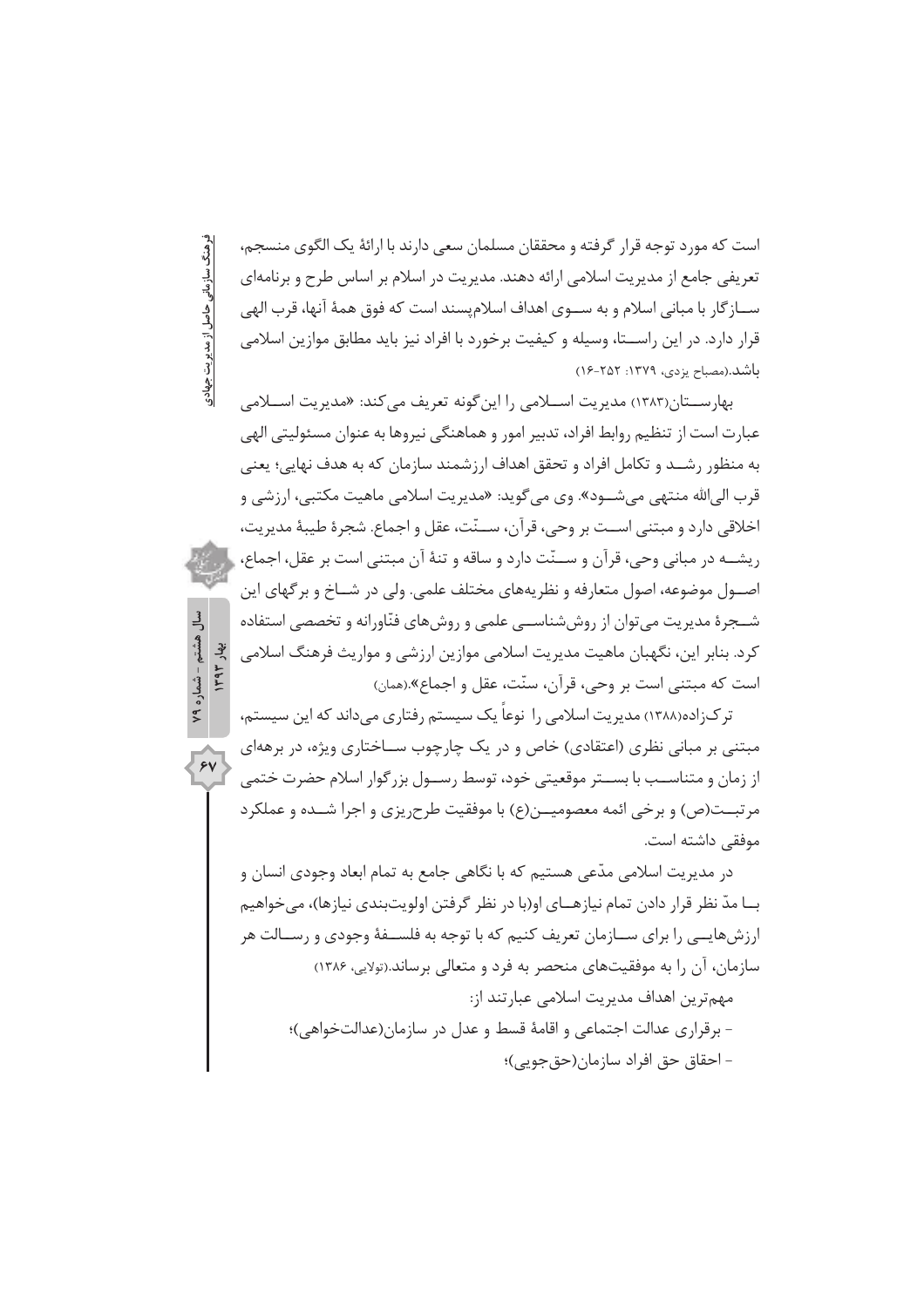است که مورد توجه قرار گرفته و محققان مسلمان سعی دارند با ارائهٔ یک الگوی منسجم، تعریفی جامع از مدیریت اسلامی ارائه دهند. مدیریت در اسلام بر اساس طرح و برنامه‌ای ســازگار با مبانی اسلام و به ســوی اهداف اسلام‌پسند است که فوق همهٔ آنها، قرب الهی قرار دارد. در این راســتا، وسیله و کیفیت برخورد با افراد نیز باید مطابق موازین اسلامی باشد.(مصباح یزدی، ۱۳۷۹: ۲۵۲-۱۶)

بهارســتان(۱۳۸۳) مدیریت اســلامی را این‌گونه تعریف می‌کند: «مدیریت اســلامی عبارت است از تنظیم روابط افراد، تدبیر امور و هماهنگی نیروها به عنوان مسئولیتی الهی به منظور رشــد و تکامل افراد و تحقق اهداف ارزشمند سازمان که به هدف نهایی؛ یعنی قرب الی‌الله منتهی می‌شــود». وی می‌گوید: «مدیریت اسلامی ماهیت مکتبی، ارزشی و اخلاقی دارد و مبتنی اســت بر وحی، قرآن، ســنّت، عقل و اجماع. شجرهٔ طیبهٔ مدیریت، ریشــه در مبانی وحی، قرآن و ســنّت دارد و ساقه و تنهٔ آن مبتنی است بر عقل، اجماع، اصــول موضوعه، اصول متعارفه و نظریه‌های مختلف علمی. ولی در شــاخ و برگهای این شــجرهٔ مدیریت می‌توان از روش‌شناســی علمی و روش‌های فنّاورانه و تخصصی استفاده کرد. بنابر این، نگهبان ماهیت مدیریت اسلامی موازین ارزشی و مواریث فرهنگ اسلامی است که مبتنی است بر وحی، قرآن، سنّت، عقل و اجماع».(همان)

ترکزاده(۱۳۸۸) مدیریت اسلامی را نوعاً یک سیستم رفتاری می‌داند که این سیستم، مبتنی بر مبانی نظری (اعتقادی) خاص و در یک چارچوب ســاختاری ویژه، در برهه‌ای از زمان و متناســب با بســتر موقعیتی خود، توسط رســول بزرگوار اسلام حضرت ختمی مرتبــت(ص) و برخی ائمه معصومیــن(ع) با موفقیت طرح‌ریزی و اجرا شــده و عملکرد موفقی داشته است.

در مدیریت اسلامی مدّعی هستیم که با نگاهی جامع به تمام ابعاد وجودی انسان و بــا مدّ نظر قرار دادن تمام نیازهــای او(با در نظر گرفتن اولویت‌بندی نیازها)، می‌خواهیم ارزش‌هایــی را برای ســازمان تعریف کنیم که با توجه به فلســفهٔ وجودی و رســالت هر سازمان، آن را به موفقیت‌های منحصر به فرد و متعالی برساند.(تولایی، ۱۳۸۶)

مهم‌ترین اهداف مدیریت اسلامی عبارتند از:

- برقراری عدالت اجتماعی و اقامهٔ قسط و عدل در سازمان(عدالتخواهی)؛
- احقاق حق افراد سازمان(حق‌جویی)؛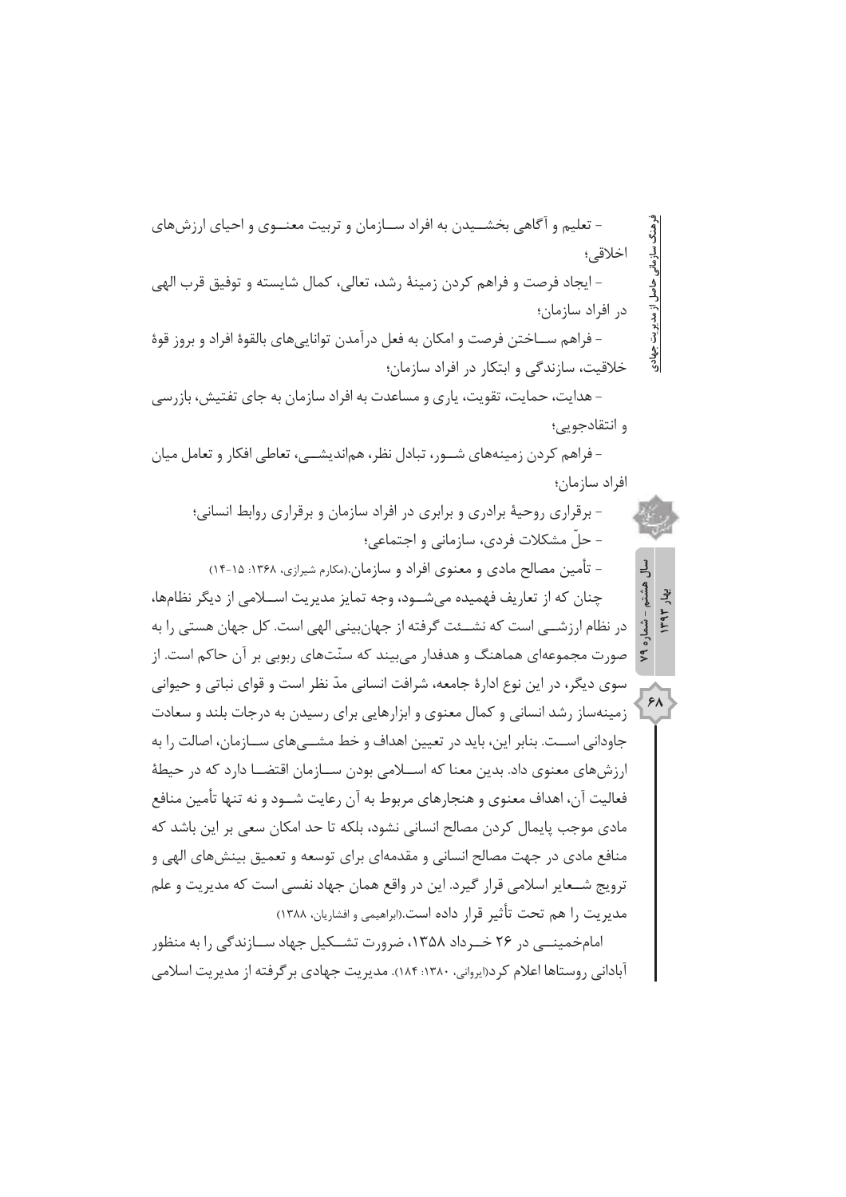- تعلیم و آگاهی بخشیدن به افراد سازمان و تربیت معنوی و احیای ارزش‌های اخلاقی؛

- ایجاد فرصت و فراهم کردن زمینهٔ رشد، تعالی، کمال شایسته و توفیق قرب الهی در افراد سازمان؛

- فراهم ساختن فرصت و امکان به فعل درآمدن توانایی‌های بالقوهٔ افراد و بروز قوهٔ خلاقیت، سازندگی و ابتکار در افراد سازمان؛

- هدایت، حمایت، تقویت، یاری و مساعدت به افراد سازمان به جای تفتیش، بازرسی و انتقادجویی؛

- فراهم کردن زمینه‌های شور، تبادل نظر، هم‌اندیشی، تعاطی افکار و تعامل میان افراد سازمان؛

- برقراری روحیهٔ برادری و برابری در افراد سازمان و برقراری روابط انسانی؛

- حلّ مشکلات فردی، سازمانی و اجتماعی؛

- تأمین مصالح مادی و معنوی افراد و سازمان.(مکارم شیرازی، ۱۳۶۸: ۱۵-۱۴)

چنان که از تعاریف فهمیده می‌شود، وجه تمایز مدیریت اسلامی از دیگر نظام‌ها، در نظام ارزشی است که نشئت گرفته از جهان‌بینی الهی است. کل جهان هستی را به صورت مجموعه‌ای هماهنگ و هدفدار می‌بیند که سنّت‌های ربوبی بر آن حاکم است. از سوی دیگر، در این نوع ادارهٔ جامعه، شرافت انسانی مدّ نظر است و قوای نباتی و حیوانی زمینه‌ساز رشد انسانی و کمال معنوی و ابزارهایی برای رسیدن به درجات بلند و سعادت جاودانی است. بنابر این، باید در تعیین اهداف و خط مشی‌های سازمان، اصالت را به ارزش‌های معنوی داد. بدین معنا که اسلامی بودن سازمان اقتضا دارد که در حیطهٔ فعالیت آن، اهداف معنوی و هنجارهای مربوط به آن رعایت شود و نه تنها تأمین منافع مادی موجب پایمال کردن مصالح انسانی نشود، بلکه تا حد امکان سعی بر این باشد که منافع مادی در جهت مصالح انسانی و مقدمه‌ای برای توسعه و تعمیق بینش‌های الهی و ترویج شعایر اسلامی قرار گیرد. این در واقع همان جهاد نفسی است که مدیریت و علم مدیریت را هم تحت تأثیر قرار داده است.(ابراهیمی و افشاریان، ۱۳۸۸)

امام‌خمینی در ۲۶ خرداد ۱۳۵۸، ضرورت تشکیل جهاد سازندگی را به منظور آبادانی روستاها اعلام کرد(ایروانی، ۱۳۸۰: ۱۸۴). مدیریت جهادی برگرفته از مدیریت اسلامی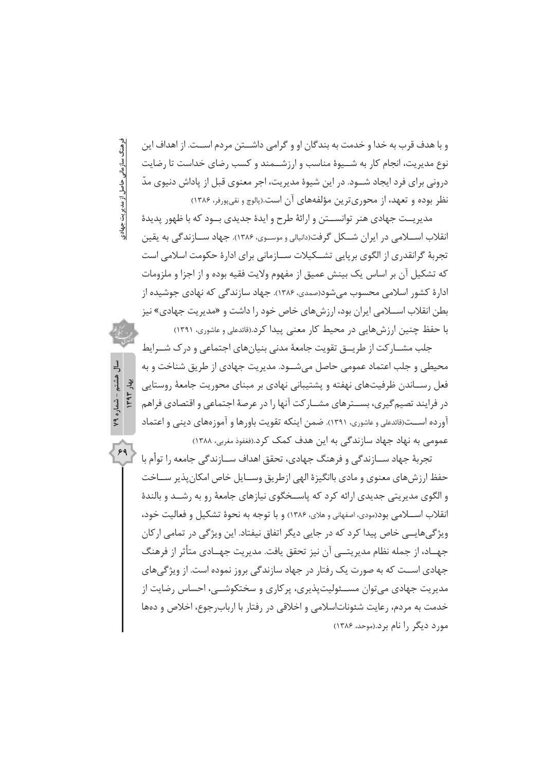و با هدف قرب به خدا و خدمت به بندگان او و گرامی داشــتن مردم اســت. از اهداف این نوع مدیریت، انجام کار به شــیوۀ مناسب و ارزشــمند و کسب رضای خداست تا رضایت درونی برای فرد ایجاد شــود. در این شیوۀ مدیریت، اجر معنوی قبل از پاداش دنیوی مدّ نظر بوده و تعهد، از محوری‌ترین مؤلفه‌های آن است.(پالوچ و نقی‌پورفر، ۱۳۸۶)

مدیریــت جهادی هنر توانســتن و ارائۀ طرح و ایدۀ جدیدی بــود که با ظهور پدیدۀ انقلاب اســلامی در ایران شــکل گرفت(دانیالی و موسـوی، ۱۳۸۶). جهاد ســازندگی به یقین تجربۀ گرانقدری از الگوی برپایی تشــکیلات ســازمانی برای ادارۀ حکومت اسلامی است که تشکیل آن بر اساس یک بینش عمیق از مفهوم ولایت فقیه بوده و از اجزا و ملزومات ادارۀ کشور اسلامی محسوب می‌شود(صمدی، ۱۳۸۶). جهاد سازندگی که نهادی جوشیده از بطن انقلاب اســلامی ایران بود، ارزش‌های خاص خود را داشت و «مدیریت جهادی» نیز با حفظ چنین ارزش‌هایی در محیط کار معنی پیدا کرد.(قائدعلی و عاشوری، ۱۳۹۱)

جلب مشــارکت از طریــق تقویت جامعۀ مدنی بنیان‌های اجتماعی و درک شــرایط محیطی و جلب اعتماد عمومی حاصل می‌شــود. مدیریت جهادی از طریق شناخت و به فعل رســاندن ظرفیت‌های نهفته و پشتیبانی نهادی بر مبنای محوریت جامعۀ روستایی در فرایند تصمیم‌گیری، بســترهای مشــارکت آنها را در عرصۀ اجتماعی و اقتصادی فراهم آورده اســت(قائدعلی و عاشوری، ۱۳۹۱). ضمن اینکه تقویت باورها و آموزه‌های دینی و اعتماد عمومی به نهاد جهاد سازندگی به این هدف کمک کرد.(ففغوذ مغربی، ۱۳۸۸)

تجربۀ جهاد ســازندگی و فرهنگ جهادی، تحقق اهداف ســازندگی جامعه را توأم با حفظ ارزش‌های معنوی و مادی باانگیزۀ الهی ازطریق وســایل خاص امکان‌پذیر ســاخت و الگوی مدیریتی جدیدی ارائه کرد که پاســخگوی نیازهای جامعۀ رو به رشــد و بالندۀ انقلاب اســلامی بود(مودی، اصفهانی و هلای، ۱۳۸۶) و با توجه به نحوۀ تشکیل و فعالیت خود، ویژگی‌هایــی خاص پیدا کرد که در جایی دیگر اتفاق نیفتاد. این ویژگی در تمامی ارکان جهــاد، از جمله نظام مدیریتــی آن نیز تحقق یافت. مدیریت جهــادی متأثر از فرهنگ جهادی اســت که به صورت یک رفتار در جهاد سازندگی بروز نموده است. از ویژگی‌های مدیریت جهادی می‌توان مســئولیت‌پذیری، پرکاری و سختکوشــی، احساس رضایت از خدمت به مردم، رعایت شئونات‌اسلامی و اخلاقی در رفتار با ارباب‌رجوع، اخلاص و ده‌ها مورد دیگر را نام برد.(موحد، ۱۳۸۶)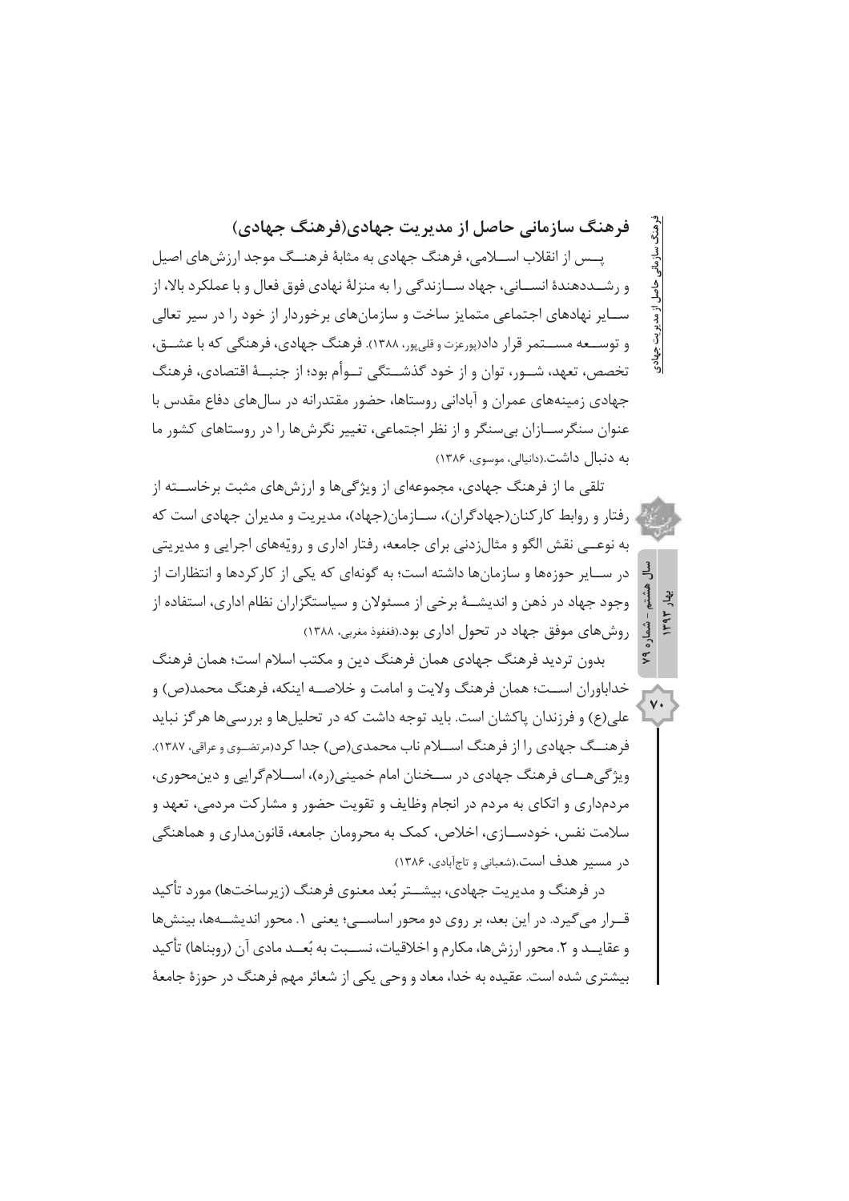## فرهنگ سازمانی حاصل از مدیریت جهادی(فرهنگ جهادی)

پـس از انقلاب اسـلامی، فرهنگ جهادی به مثابهٔ فرهنـگ موجد ارزش‌های اصیل و رشـددهندهٔ انسـانی، جهاد سـازندگی را به منزلهٔ نهادی فوق فعال و با عملکرد بالا، از سـایر نهادهای اجتماعی متمایز ساخت و سازمان‌های برخوردار از خود را در سیر تعالی و توسـعه مسـتمر قرار داد(پورعزت و قلی‌پور، ۱۳۸۸). فرهنگ جهادی، فرهنگی که با عشـق، تخصص، تعهد، شـور، توان و از خود گذشـتگی تـوأم بود؛ از جنبـهٔ اقتصادی، فرهنگ جهادی زمینه‌های عمران و آبادانی روستاها، حضور مقتدرانه در سال‌های دفاع مقدس با عنوان سنگرسـازان بی‌سنگر و از نظر اجتماعی، تغییر نگرش‌ها را در روستاهای کشور ما به دنبال داشت.(دانیالی، موسوی، ۱۳۸۶)

تلقی ما از فرهنگ جهادی، مجموعه‌ای از ویژگی‌ها و ارزش‌های مثبت برخاسـته از رفتار و روابط کارکنان(جهادگران)، سـازمان(جهاد)، مدیریت و مدیران جهادی است که به نوعـی نقش الگو و مثال‌زدنی برای جامعه، رفتار اداری و رویّه‌های اجرایی و مدیریتی در سـایر حوزه‌ها و سازمان‌ها داشته است؛ به گونه‌ای که یکی از کارکردها و انتظارات از وجود جهاد در ذهن و اندیشـهٔ برخی از مسئولان و سیاستگزاران نظام اداری، استفاده از روش‌های موفق جهاد در تحول اداری بود.(فغفوذ مغربی، ۱۳۸۸)

بدون تردید فرهنگ جهادی همان فرهنگ دین و مکتب اسلام است؛ همان فرهنگ خداباوران اسـت؛ همان فرهنگ ولایت و امامت و خلاصـه اینکه، فرهنگ محمد(ص) و علی(ع) و فرزندان پاکشان است. باید توجه داشت که در تحلیل‌ها و بررسی‌ها هرگز نباید فرهنـگ جهادی را از فرهنگ اسـلام ناب محمدی(ص) جدا کرد(مرتضـوی و عراقی، ۱۳۸۷). ویژگی‌هـای فرهنگ جهادی در سـخنان امام خمینی(ره)، اسـلام‌گرایی و دین‌محوری، مردم‌داری و اتکای به مردم در انجام وظایف و تقویت حضور و مشارکت مردمی، تعهد و سلامت نفس، خودسـازی، اخلاص، کمک به محرومان جامعه، قانون‌مداری و هماهنگی در مسیر هدف است.(شعبانی و تاج‌آبادی، ۱۳۸۶)

در فرهنگ و مدیریت جهادی، بیشـتر بُعد معنوی فرهنگ (زیرساخت‌ها) مورد تأکید قـرار می‌گیرد. در این بعد، بر روی دو محور اساسـی؛ یعنی ۱. محور اندیشـه‌ها، بینش‌ها و عقایـد و ۲. محور ارزش‌ها، مکارم و اخلاقیات، نسـبت به بُعـد مادی آن (روبناها) تأکید بیشتری شده است. عقیده به خدا، معاد و وحی یکی از شعائر مهم فرهنگ در حوزهٔ جامعهٔ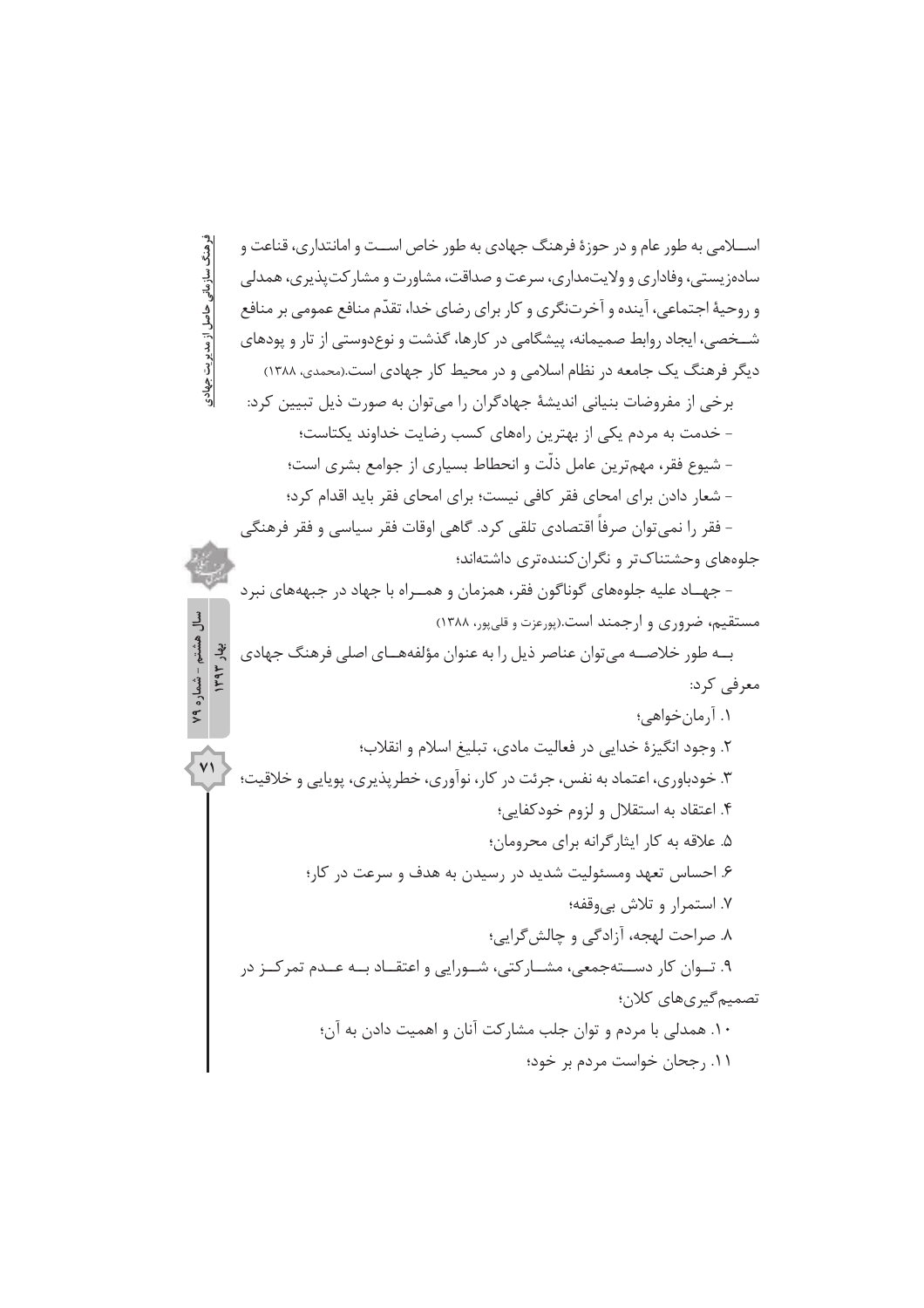اســـلامی به طور عام و در حوزهٔ فرهنگ جهادی به طور خاص اســـت و امانتداری، قناعت و ساده‌زیستی، وفاداری و ولایت‌مداری، سرعت و صداقت، مشاورت و مشارکت‌پذیری، همدلی و روحیهٔ اجتماعی، آینده و آخرت‌نگری و کار برای رضای خدا، تقدّم منافع عمومی بر منافع شـــخصی، ایجاد روابط صمیمانه، پیشگامی در کارها، گذشت و نوع‌دوستی از تار و پودهای دیگر فرهنگ یک جامعه در نظام اسلامی و در محیط کار جهادی است.(محمدی، ۱۳۸۸)

برخی از مفروضات بنیانی اندیشهٔ جهادگران را می‌توان به صورت ذیل تبیین کرد:

- خدمت به مردم یکی از بهترین راه‌های کسب رضایت خداوند یکتاست؛
- شیوع فقر، مهم‌ترین عامل ذلّت و انحطاط بسیاری از جوامع بشری است؛
- شعار دادن برای امحای فقر کافی نیست؛ برای امحای فقر باید اقدام کرد؛
- فقر را نمی‌توان صرفاً اقتصادی تلقی کرد. گاهی اوقات فقر سیاسی و فقر فرهنگی جلوه‌های وحشتناک‌تر و نگران‌کننده‌تری داشته‌اند؛
- جهـــاد علیه جلوه‌های گوناگون فقر، همزمان و همـــراه با جهاد در جبهه‌های نبرد مستقیم، ضروری و ارجمند است.(پورعزت و قلی‌پور، ۱۳۸۸)

بـــه طور خلاصـــه می‌توان عناصر ذیل را به عنوان مؤلفه‌هـــای اصلی فرهنگ جهادی معرفی کرد:

۱. آرمان‌خواهی؛
۲. وجود انگیزهٔ خدایی در فعالیت مادی، تبلیغ اسلام و انقلاب؛
۳. خودباوری، اعتماد به نفس، جرئت در کار، نوآوری، خطرپذیری، پویایی و خلاقیت؛
۴. اعتقاد به استقلال و لزوم خودکفایی؛
۵. علاقه به کار ایثارگرانه برای محرومان؛
۶. احساس تعهد ومسئولیت شدید در رسیدن به هدف و سرعت در کار؛
۷. استمرار و تلاش بی‌وقفه؛
۸. صراحت لهجه، آزادگی و چالش‌گرایی؛
۹. تـــوان کار دســـته‌جمعی، مشـــارکتی، شـــورایی و اعتقـــاد بـــه عـــدم تمرکـــز در تصمیم‌گیری‌های کلان؛
۱۰. همدلی با مردم و توان جلب مشارکت آنان و اهمیت دادن به آن؛
۱۱. رجحان خواست مردم بر خود؛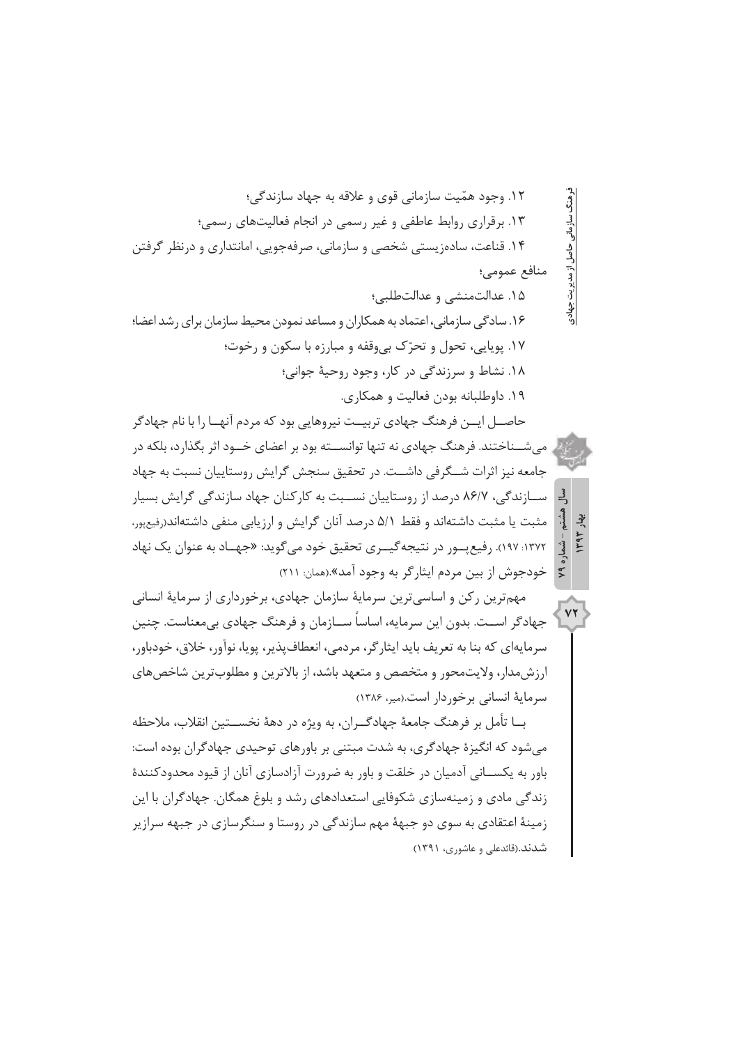۱۲. وجود همّیت سازمانی قوی و علاقه به جهاد سازندگی؛

۱۳. برقراری روابط عاطفی و غیر رسمی در انجام فعالیت‌های رسمی؛

۱۴. قناعت، ساده‌زیستی شخصی و سازمانی، صرفه‌جویی، امانتداری و درنظر گرفتن منافع عمومی؛

۱۵. عدالت‌منشی و عدالت‌طلبی؛

۱۶. سادگی سازمانی، اعتماد به همکاران و مساعد نمودن محیط سازمان برای رشد اعضا؛

۱۷. پویایی، تحول و تحرّک بی‌وقفه و مبارزه با سکون و رخوت؛

۱۸. نشاط و سرزندگی در کار، وجود روحیهٔ جوانی؛

۱۹. داوطلبانه بودن فعالیت و همکاری.

حاصل این فرهنگ جهادی تربیت نیروهایی بود که مردم آنها را با نام جهادگر می‌شناختند. فرهنگ جهادی نه تنها توانسته بود بر اعضای خود اثر بگذارد، بلکه در جامعه نیز اثرات شگرفی داشت. در تحقیق سنجش گرایش روستاییان نسبت به جهاد سازندگی، ۸۶/۷ درصد از روستاییان نسبت به کارکنان جهاد سازندگی گرایش بسیار مثبت یا مثبت داشته‌اند و فقط ۵/۱ درصد آنان گرایش و ارزیابی منفی داشته‌اند(رفیع‌پور، ۱۳۷۲: ۱۹۷). رفیع‌پور در نتیجه‌گیری تحقیق خود می‌گوید: «جهاد به عنوان یک نهاد خودجوش از بین مردم ایثارگر به وجود آمد».(همان: ۲۱۱)

مهم‌ترین رکن و اساسی‌ترین سرمایهٔ سازمان جهادی، برخورداری از سرمایهٔ انسانی جهادگر است. بدون این سرمایه، اساساً سازمان و فرهنگ جهادی بی‌معناست. چنین سرمایه‌ای که بنا به تعریف باید ایثارگر، مردمی، انعطاف‌پذیر، پویا، نوآور، خلاق، خودباور، ارزش‌مدار، ولایت‌محور و متخصص و متعهد باشد، از بالاترین و مطلوب‌ترین شاخص‌های سرمایهٔ انسانی برخوردار است.(میر، ۱۳۸۶)

با تأمل بر فرهنگ جامعهٔ جهادگران، به ویژه در دههٔ نخستین انقلاب، ملاحظه می‌شود که انگیزهٔ جهادگری، به شدت مبتنی بر باورهای توحیدی جهادگران بوده است: باور به یکسانی آدمیان در خلقت و باور به ضرورت آزادسازی آنان از قیود محدودکنندهٔ زندگی مادی و زمینه‌سازی شکوفایی استعدادهای رشد و بلوغ همگان. جهادگران با این زمینهٔ اعتقادی به سوی دو جبههٔ مهم سازندگی در روستا و سنگرسازی در جبهه سرازیر شدند.(قائدعلی و عاشوری، ۱۳۹۱)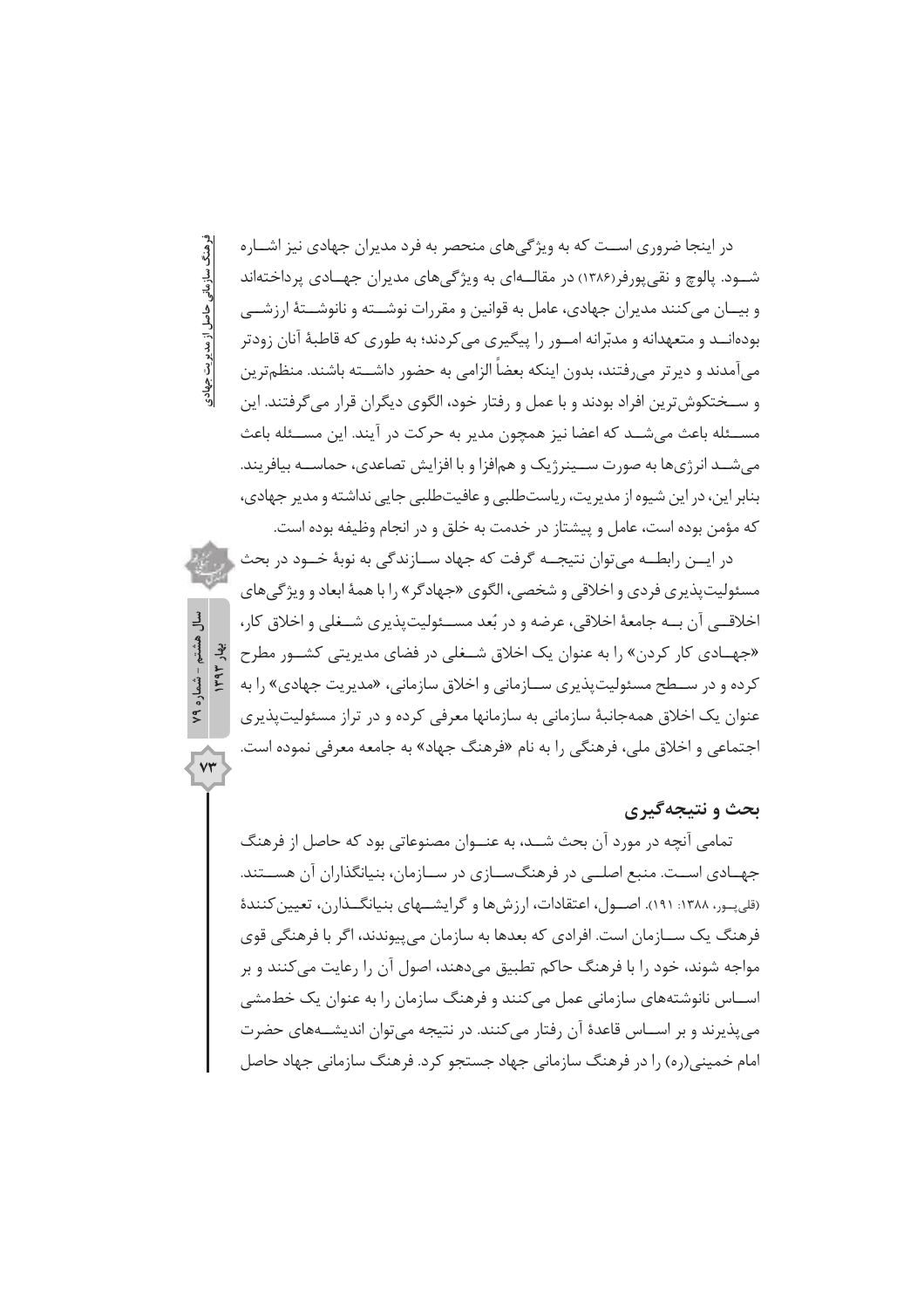در اینجا ضروری است که به ویژگی‌های منحصر به فرد مدیران جهادی نیز اشاره شود. پالوچ و نقی‌پورفر(۱۳۸۶) در مقاله‌ای به ویژگی‌های مدیران جهادی پرداخته‌اند و بیان می‌کنند مدیران جهادی، عامل به قوانین و مقررات نوشته و نانوشتهٔ ارزشی بوده‌اند و متعهدانه و مدبّرانه امور را پیگیری می‌کردند؛ به طوری که قاطبهٔ آنان زودتر می‌آمدند و دیرتر می‌رفتند، بدون اینکه بعضاً الزامی به حضور داشته باشند. منظم‌ترین و سختکوش‌ترین افراد بودند و با عمل و رفتار خود، الگوی دیگران قرار می‌گرفتند. این مسئله باعث می‌شد که اعضا نیز همچون مدیر به حرکت در آیند. این مسئله باعث می‌شد انرژی‌ها به صورت سینرژیک و هم‌افزا و با افزایش تصاعدی، حماسه بیافرینند. بنابر این، در این شیوه از مدیریت، ریاست‌طلبی و عافیت‌طلبی جایی نداشته و مدیر جهادی، که مؤمن بوده است، عامل و پیشتاز در خدمت به خلق و در انجام وظیفه بوده است.

در این رابطه می‌توان نتیجه گرفت که جهاد سازندگی به نوبهٔ خود در بحث مسئولیت‌پذیری فردی و اخلاقی و شخصی، الگوی «جهادگر» را با همهٔ ابعاد و ویژگی‌های اخلاقی آن به جامعهٔ اخلاقی، عرضه و در بُعد مسئولیت‌پذیری شغلی و اخلاق کار، «جهادی کار کردن» را به عنوان یک اخلاق شغلی در فضای مدیریتی کشور مطرح کرده و در سطح مسئولیت‌پذیری سازمانی و اخلاق سازمانی، «مدیریت جهادی» را به عنوان یک اخلاق همه‌جانبهٔ سازمانی به سازمانها معرفی کرده و در تراز مسئولیت‌پذیری اجتماعی و اخلاق ملی، فرهنگی را به نام «فرهنگ جهاد» به جامعه معرفی نموده است.

## بحث و نتیجه‌گیری

تمامی آنچه در مورد آن بحث شد، به عنوان مصنوعاتی بود که حاصل از فرهنگ جهادی است. منبع اصلی در فرهنگ‌سازی در سازمان، بنیانگذاران آن هستند. (قلی‌پور، ۱۳۸۸: ۱۹۱). اصول، اعتقادات، ارزش‌ها و گرایش‌های بنیانگذارن، تعیین‌کنندهٔ فرهنگ یک سازمان است. افرادی که بعدها به سازمان می‌پیوندند، اگر با فرهنگی قوی مواجه شوند، خود را با فرهنگ حاکم تطبیق می‌دهند، اصول آن را رعایت می‌کنند و بر اساس نانوشته‌های سازمانی عمل می‌کنند و فرهنگ سازمان را به عنوان یک خط‌مشی می‌پذیرند و بر اساس قاعدهٔ آن رفتار می‌کنند. در نتیجه می‌توان اندیشه‌های حضرت امام خمینی(ره) را در فرهنگ سازمانی جهاد جستجو کرد. فرهنگ سازمانی جهاد حاصل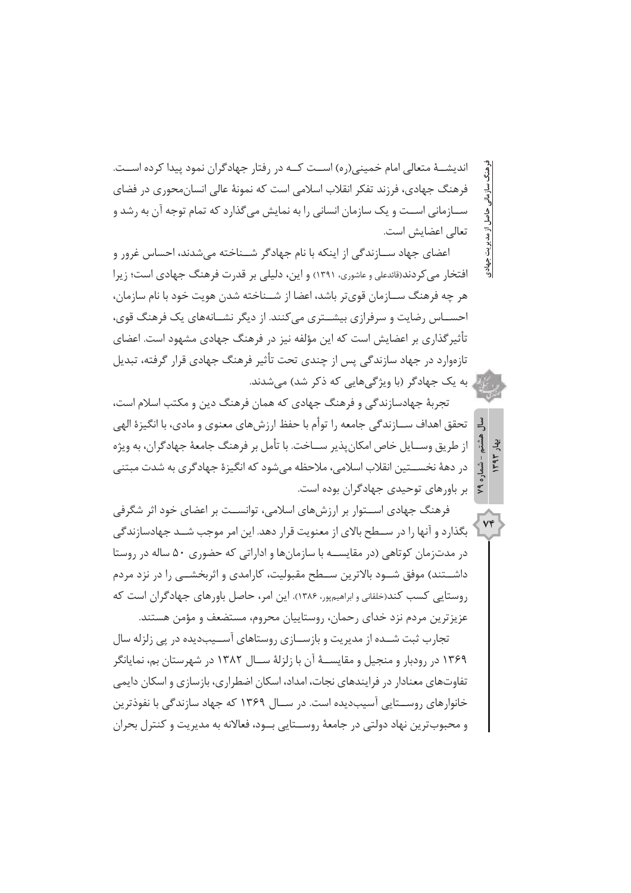اندیشـــۀ متعالی امام خمینی(ره) اســـت کـــه در رفتار جهادگران نمود پیدا کرده اســـت. فرهنگ جهادی، فرزند تفکر انقلاب اسلامی است که نمونۀ عالی انسان‌محوری در فضای ســـازمانی اســـت و یک سازمان انسانی را به نمایش می‌گذارد که تمام توجه آن به رشد و تعالی اعضایش است.

اعضای جهاد ســـازندگی از اینکه با نام جهادگر شـــناخته می‌شدند، احساس غرور و افتخار می‌کردند(قائدعلی و عاشوری، ۱۳۹۱) و این، دلیلی بر قدرت فرهنگ جهادی است؛ زیرا هر چه فرهنگ ســـازمان قوی‌تر باشد، اعضا از شـــناخته شدن هویت خود با نام سازمان، احســـاس رضایت و سرفرازی بیشـــتری می‌کنند. از دیگر نشـــانه‌های یک فرهنگ قوی، تأثیرگذاری بر اعضایش است که این مؤلفه نیز در فرهنگ جهادی مشهود است. اعضای تازه‌وارد در جهاد سازندگی پس از چندی تحت تأثیر فرهنگ جهادی قرار گرفته، تبدیل به یک جهادگر (با ویژگی‌هایی که ذکر شد) می‌شدند.

تجربۀ جهادسازندگی و فرهنگ جهادی که همان فرهنگ دین و مکتب اسلام است، تحقق اهداف ســـازندگی جامعه را توأم با حفظ ارزش‌های معنوی و مادی، با انگیزۀ الهی از طریق وســـایل خاص امکان‌پذیر ســـاخت. با تأمل بر فرهنگ جامعۀ جهادگران، به ویژه در دهۀ نخســـتین انقلاب اسلامی، ملاحظه می‌شود که انگیزۀ جهادگری به شدت مبتنی بر باورهای توحیدی جهادگران بوده است.

فرهنگ جهادی اســـتوار بر ارزش‌های اسلامی، توانســـت بر اعضای خود اثر شگرفی بگذارد و آنها را در ســـطح بالای از معنویت قرار دهد. این امر موجب شـــد جهادسازندگی در مدت‌زمان کوتاهی (در مقایســـه با سازمان‌ها و اداراتی که حضوری ۵۰ ساله در روستا داشـــتند) موفق شـــود بالاترین ســـطح مقبولیت، کارامدی و اثربخشـــی را در نزد مردم روستایی کسب کند(خلقانی و ابراهیم‌پور، ۱۳۸۶). این امر، حاصل باورهای جهادگران است که عزیزترین مردم نزد خدای رحمان، روستاییان محروم، مستضعف و مؤمن هستند.

تجارب ثبت شـــده از مدیریت و بازســـازی روستاهای آســـیب‌دیده در پی زلزله سال ۱۳۶۹ در رودبار و منجیل و مقایســـۀ آن با زلزلۀ ســـال ۱۳۸۲ در شهرستان بم، نمایانگر تفاوت‌های معنادار در فرایندهای نجات، امداد، اسکان اضطراری، بازسازی و اسکان دایمی خانوارهای روســـتایی آسیب‌دیده است. در ســـال ۱۳۶۹ که جهاد سازندگی با نفوذترین و محبوب‌ترین نهاد دولتی در جامعۀ روســـتایی بـــود، فعالانه به مدیریت و کنترل بحران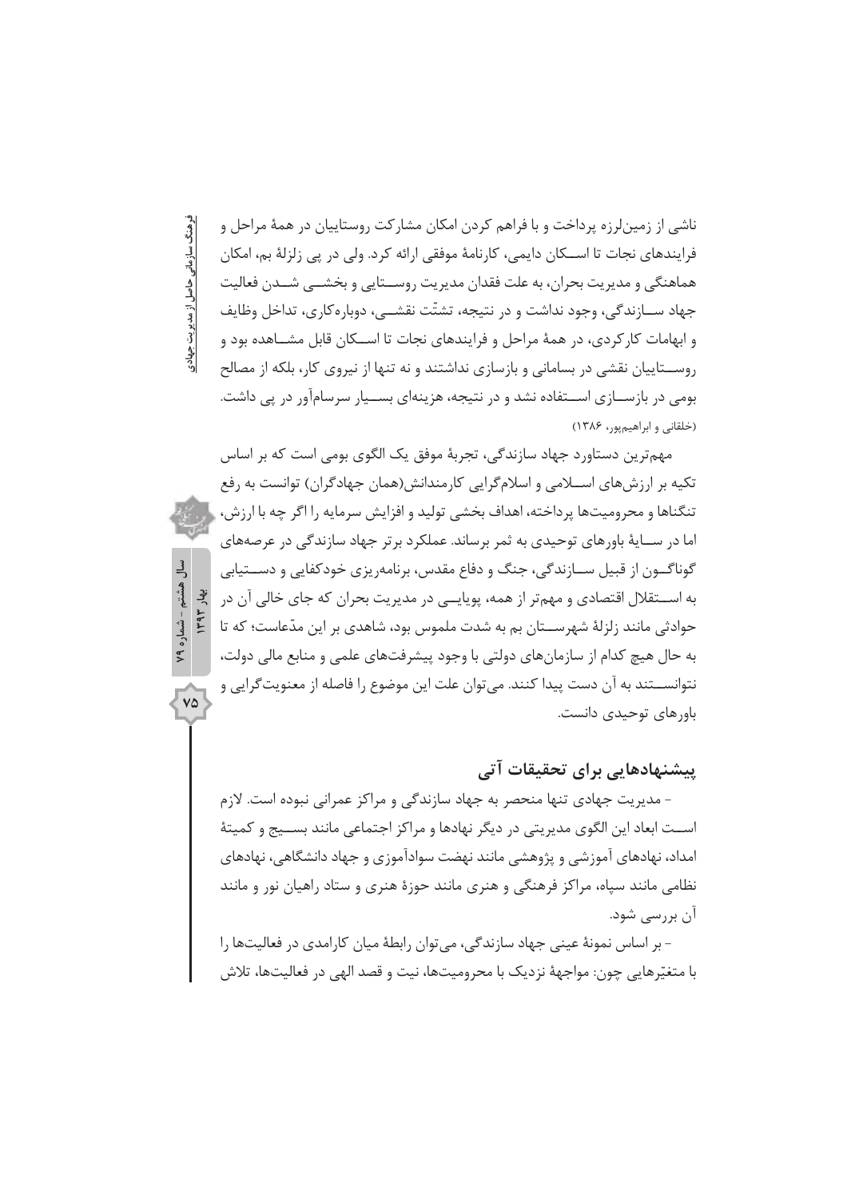ناشی از زمین‌لرزه پرداخت و با فراهم کردن امکان مشارکت روستاییان در همهٔ مراحل و فرایندهای نجات تا اسکان دایمی، کارنامهٔ موفقی ارائه کرد. ولی در پی زلزلهٔ بم، امکان هماهنگی و مدیریت بحران، به علت فقدان مدیریت روستایی و بخشی شدن فعالیت جهاد سازندگی، وجود نداشت و در نتیجه، تشتّت نقشی، دوباره‌کاری، تداخل وظایف و ابهامات کارکردی، در همهٔ مراحل و فرایندهای نجات تا اسکان قابل مشاهده بود و روستاییان نقشی در بسامانی و بازسازی نداشتند و نه تنها از نیروی کار، بلکه از مصالح بومی در بازسازی استفاده نشد و در نتیجه، هزینه‌ای بسیار سرسام‌آور در پی داشت. (خلقانی و ابراهیم‌پور، ۱۳۸۶)

مهم‌ترین دستاورد جهاد سازندگی، تجربهٔ موفق یک الگوی بومی است که بر اساس تکیه بر ارزش‌های اسلامی و اسلام‌گرایی کارمندانش(همان جهادگران) توانست به رفع تنگناها و محرومیت‌ها پرداخته، اهداف بخشی تولید و افزایش سرمایه را اگر چه با ارزش، اما در سایهٔ باورهای توحیدی به ثمر برساند. عملکرد برتر جهاد سازندگی در عرصه‌های گوناگون از قبیل سازندگی، جنگ و دفاع مقدس، برنامه‌ریزی خودکفایی و دستیابی به استقلال اقتصادی و مهم‌تر از همه، پویایی در مدیریت بحران که جای خالی آن در حوادثی مانند زلزلهٔ شهرستان بم به شدت ملموس بود، شاهدی بر این مدّعاست؛ که تا به حال هیچ کدام از سازمان‌های دولتی با وجود پیشرفت‌های علمی و منابع مالی دولت، نتوانستند به آن دست پیدا کنند. می‌توان علت این موضوع را فاصله از معنویت‌گرایی و باورهای توحیدی دانست.

## پیشنهادهایی برای تحقیقات آتی

- مدیریت جهادی تنها منحصر به جهاد سازندگی و مراکز عمرانی نبوده است. لازم است ابعاد این الگوی مدیریتی در دیگر نهادها و مراکز اجتماعی مانند بسیج و کمیتهٔ امداد، نهادهای آموزشی و پژوهشی مانند نهضت سوادآموزی و جهاد دانشگاهی، نهادهای نظامی مانند سپاه، مراکز فرهنگی و هنری مانند حوزهٔ هنری و ستاد راهیان نور و مانند آن بررسی شود.

- بر اساس نمونهٔ عینی جهاد سازندگی، می‌توان رابطهٔ میان کارامدی در فعالیت‌ها را با متغیّرهایی چون: مواجههٔ نزدیک با محرومیت‌ها، نیت و قصد الهی در فعالیت‌ها، تلاش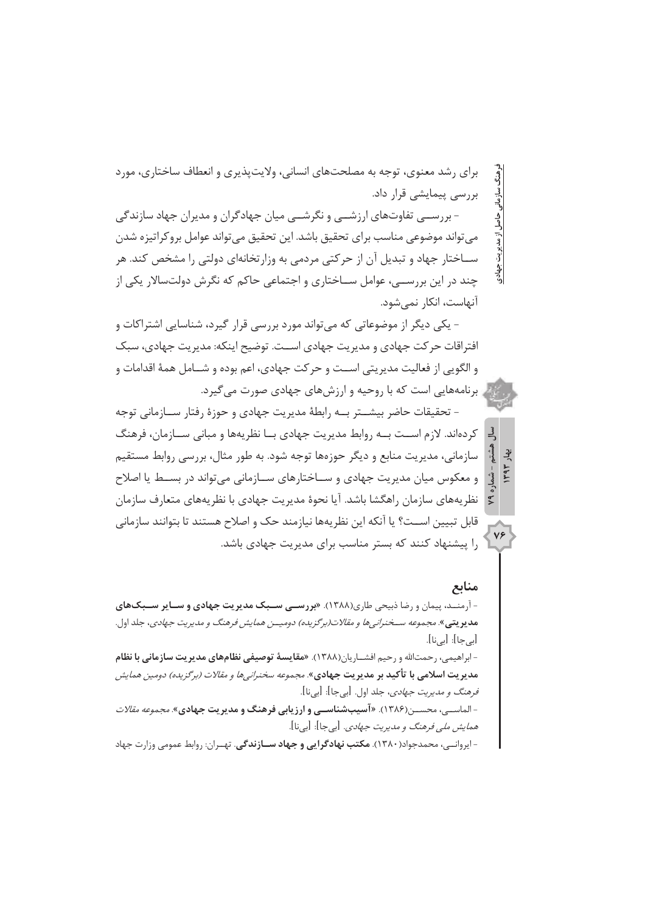برای رشد معنوی، توجه به مصلحت‌های انسانی، ولایت‌پذیری و انعطاف ساختاری، مورد بررسی پیمایشی قرار داد.

- بررسی تفاوت‌های ارزشی و نگرشی میان جهادگران و مدیران جهاد سازندگی می‌تواند موضوعی مناسب برای تحقیق باشد. این تحقیق می‌تواند عوامل بروکراتیزه شدن ساختار جهاد و تبدیل آن از حرکتی مردمی به وزارتخانه‌ای دولتی را مشخص کند. هر چند در این بررسی، عوامل ساختاری و اجتماعی حاکم که نگرش دولت‌سالار یکی از آنهاست، انکار نمی‌شود.

- یکی دیگر از موضوعاتی که می‌تواند مورد بررسی قرار گیرد، شناسایی اشتراکات و افتراقات حرکت جهادی و مدیریت جهادی است. توضیح اینکه: مدیریت جهادی، سبک و الگویی از فعالیت مدیریتی است و حرکت جهادی، اعم بوده و شامل همهٔ اقدامات و برنامه‌هایی است که با روحیه و ارزش‌های جهادی صورت می‌گیرد.

- تحقیقات حاضر بیشتر به رابطهٔ مدیریت جهادی و حوزهٔ رفتار سازمانی توجه کرده‌اند. لازم است به روابط مدیریت جهادی با نظریه‌ها و مبانی سازمان، فرهنگ سازمانی، مدیریت منابع و دیگر حوزه‌ها توجه شود. به طور مثال، بررسی روابط مستقیم و معکوس میان مدیریت جهادی و ساختارهای سازمانی می‌تواند در بسط یا اصلاح نظریه‌های سازمان راهگشا باشد. آیا نحوهٔ مدیریت جهادی با نظریه‌های متعارف سازمان قابل تبیین است؟ یا آنکه این نظریه‌ها نیازمند حک و اصلاح هستند تا بتوانند سازمانی را پیشنهاد کنند که بستر مناسب برای مدیریت جهادی باشد.

## منابع

- آرمند، پیمان و رضا ذبیحی طاری(۱۳۸۸). «**بررسی سبک مدیریت جهادی و سایر سبک‌های مدیریتی**». *مجموعه سخنرانی‌ها و مقالات(برگزیده) دومین همایش فرهنگ و مدیریت جهادی*، جلد اول. [بی‌جا]: [بی‌نا].

- ابراهیمی، رحمت‌الله و رحیم افشاریان(۱۳۸۸). «**مقایسهٔ توصیفی نظام‌های مدیریت سازمانی با نظام مدیریت اسلامی با تأکید بر مدیریت جهادی**». *مجموعه سخنرانی‌ها و مقالات (برگزیده) دومین همایش فرهنگ و مدیریت جهادی*، جلد اول. [بی‌جا]: [بی‌نا].

- الماسی، محسن(۱۳۸۶). «**آسیب‌شناسی و ارزیابی فرهنگ و مدیریت جهادی**». *مجموعه مقالات همایش ملی فرهنگ و مدیریت جهادی*. [بی‌جا]: [بی‌نا].

- ایروانی، محمدجواد(۱۳۸۰). **مکتب نهادگرایی و جهاد سازندگی**. تهران: روابط عمومی وزارت جهاد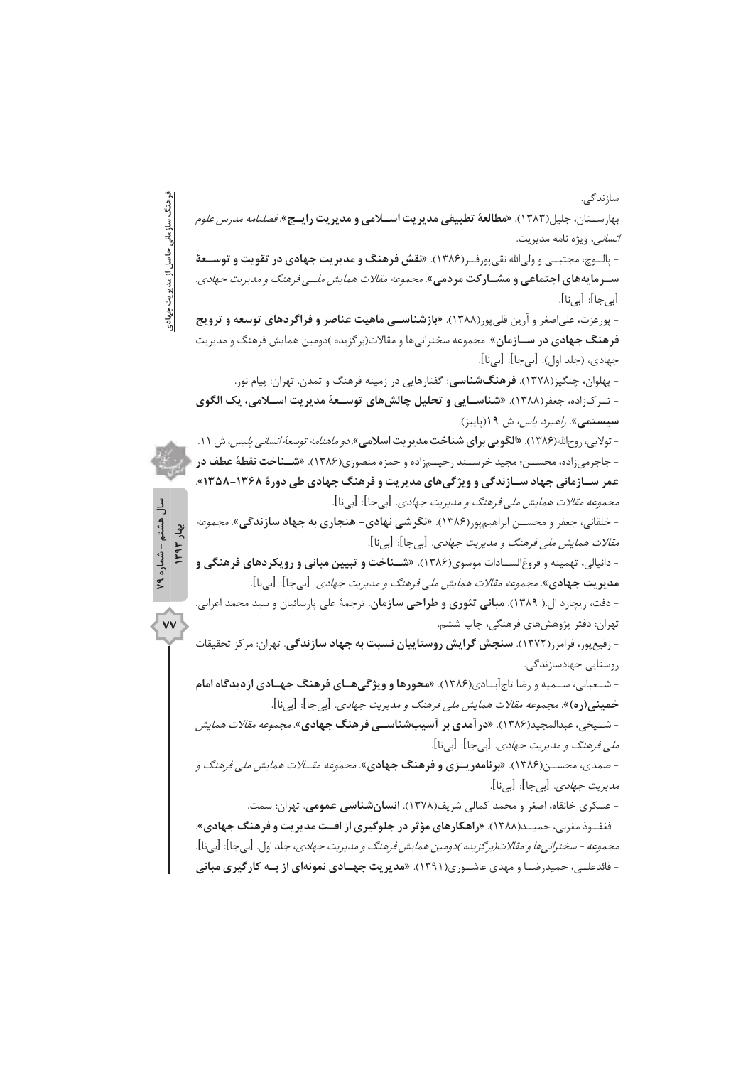سازندگی.

بهارســتان، جلیل(۱۳۸۳). **«مطالعهٔ تطبیقی مدیریت اســلامی و مدیریت رایــج»**. *فصلنامه مدرس علوم انسانی*، ویژه نامه مدیریت.

- پالــوچ، مجتبــی و ولی‌الله نقی‌پورفــر(۱۳۸۶). **«نقش فرهنگ و مدیریت جهادی در تقویت و توســعهٔ ســرمایه‌های اجتماعی و مشــارکت مردمی»**. *مجموعه مقالات همایش ملــی فرهنگ و مدیریت جهادی*. [بی‌جا]: [بی‌نا].

- پورعزت، علی‌اصغر و آرین قلی‌پور(۱۳۸۸). **«بازشناســی ماهیت عناصر و فراگردهای توسعه و ترویج فرهنگ جهادی در ســازمان»**. مجموعه سخنرانی‌ها و مقالات(برگزیده )دومین همایش فرهنگ و مدیریت جهادی، (جلد اول). [بی‌جا]: [بی‌نا].

- پهلوان، چنگیز(۱۳۷۸). **فرهنگ‌شناسی**: گفتارهایی در زمینه فرهنگ و تمدن. تهران: پیام نور.

- تــرک‌زاده، جعفر(۱۳۸۸). **«شناســایی و تحلیل چالش‌های توســعهٔ مدیریت اســلامی، یک الگوی سیستمی»**. *راهبرد یاس*، ش ۱۹(پاییز).

- تولایی، روح‌الله(۱۳۸۶). **«الگویی برای شناخت مدیریت اسلامی»**. *دو ماهنامه توسعهٔ انسانی پلیس*، ش ۱۱.

- جاجرمی‌زاده، محســن؛ مجید خرســند رحیــم‌زاده و حمزه منصوری(۱۳۸۶). **«شــناخت نقطهٔ عطف در عمر ســازمانی جهاد ســازندگی و ویژگی‌های مدیریت و فرهنگ جهادی طی دورهٔ ۱۳۶۸-۱۳۵۸»**. *مجموعه مقالات همایش ملی فرهنگ و مدیریت جهادی*. [بی‌جا]: [بی‌نا].

- خلقانی، جعفر و محســن ابراهیم‌پور(۱۳۸۶). **«نگرشی نهادی- هنجاری به جهاد سازندگی»**. *مجموعه مقالات همایش ملی فرهنگ و مدیریت جهادی*. [بی‌جا]: [بی‌نا].

- دانیالی، تهمینه و فروغ‌الســادات موسوی(۱۳۸۶). **«شــناخت و تبیین مبانی و رویکردهای فرهنگی و مدیریت جهادی»**. *مجموعه مقالات همایش ملی فرهنگ و مدیریت جهادی*. [بی‌جا]: [بی‌نا].

- دفت، ریچارد ال.( ۱۳۸۹). **مبانی تئوری و طراحی سازمان**. ترجمهٔ علی پارسائیان و سید محمد اعرابی. تهران: دفتر پژوهش‌های فرهنگی، چاپ ششم.

- رفیع‌پور، فرامرز(۱۳۷۲). **سنجش گرایش روستاییان نسبت به جهاد سازندگی**. تهران: مرکز تحقیقات روستایی جهادسازندگی.

- شــعبانی، ســمیه و رضا تاج‌آبــادی(۱۳۸۶). **«محورها و ویژگی‌هــای فرهنگ جهــادی ازدیدگاه امام خمینی(ره)»**. *مجموعه مقالات همایش ملی فرهنگ و مدیریت جهادی*. [بی‌جا]: [بی‌نا].

- شــیخی، عبدالمجید(۱۳۸۶). **«درآمدی بر آسیب‌شناســی فرهنگ جهادی»**. *مجموعه مقالات همایش ملی فرهنگ و مدیریت جهادی*. [بی‌جا]: [بی‌نا].

- صمدی، محســن(۱۳۸۶). **«برنامه‌ریــزی و فرهنگ جهادی»**. *مجموعه مقــالات همایش ملی فرهنگ و مدیریت جهادی*. [بی‌جا]: [بی‌نا].

- عسکری خانقاه، اصغر و محمد کمالی شریف(۱۳۷۸). **انسان‌شناسی عمومی**. تهران: سمت.

- ففغــوذ مغربی، حمیــد(۱۳۸۸). **«راهکارهای مؤثر در جلوگیری از افــت مدیریت و فرهنگ جهادی»**. *مجموعه - سخنرانی‌ها و مقالات(برگزیده )دومین همایش فرهنگ و مدیریت جهادی*، جلد اول. [بی‌جا]: [بی‌نا].

- قائدعلــی، حمیدرضــا و مهدی عاشــوری(۱۳۹۱). **«مدیریت جهــادی نمونه‌ای از بــه کارگیری مبانی**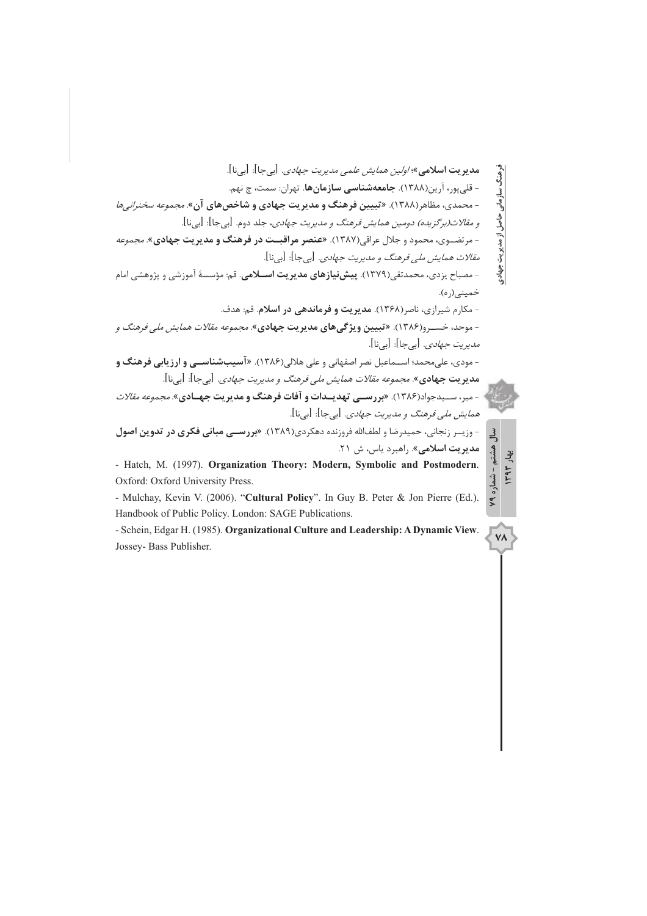**مدیریت اسلامی»**؛ *اولین همایش علمی مدیریت جهادی*. [بی‌جا]: [بی‌نا].

- قلی‌پور، آرین(۱۳۸۸). **جامعه‌شناسی سازمان‌ها**. تهران: سمت، چ نهم.

- محمدی، مظاهر(۱۳۸۸). «**تبیین فرهنگ و مدیریت جهادی و شاخص‌های آن**». *مجموعه سخنرانی‌ها و مقالات(برگزیده) دومین همایش فرهنگ و مدیریت جهادی*، جلد دوم. [بی‌جا]: [بی‌نا].

- مرتضوی، محمود و جلال عراقی(۱۳۸۷). «**عنصر مراقبت در فرهنگ و مدیریت جهادی**». *مجموعه مقالات همایش ملی فرهنگ و مدیریت جهادی*. [بی‌جا]: [بی‌نا].

- مصباح یزدی، محمدتقی(۱۳۷۹). **پیش‌نیازهای مدیریت اسلامی**. قم: مؤسسهٔ آموزشی و پژوهشی امام خمینی(ره).

- مکارم شیرازی، ناصر(۱۳۶۸). **مدیریت و فرماندهی در اسلام**. قم: هدف.

- موحد، خسرو(۱۳۸۶). «**تبیین ویژگی‌های مدیریت جهادی**». *مجموعه مقالات همایش ملی فرهنگ و مدیریت جهادی*. [بی‌جا]: [بی‌نا].

- مودی، علی‌محمد؛ اسماعیل نصر اصفهانی و علی هلالی(۱۳۸۶). «**آسیب‌شناسی و ارزیابی فرهنگ و مدیریت جهادی**». *مجموعه مقالات همایش ملی فرهنگ و مدیریت جهادی*. [بی‌جا]: [بی‌نا].

- میر، سیدجواد(۱۳۸۶). «**بررسی تهدیدات و آفات فرهنگ و مدیریت جهادی**». *مجموعه مقالات همایش ملی فرهنگ و مدیریت جهادی*. [بی‌جا]: [بی‌نا].

- وزیر زنجانی، حمیدرضا و لطف‌الله فروزنده دهکردی(۱۳۸۹). «**بررسی مبانی فکری در تدوین اصول مدیریت اسلامی**». راهبرد یاس، ش ۲۱.

- Hatch, M. (1997). **Organization Theory: Modern, Symbolic and Postmodern**. Oxford: Oxford University Press.

- Mulchay, Kevin V. (2006). "**Cultural Policy**". In Guy B. Peter & Jon Pierre (Ed.). Handbook of Public Policy. London: SAGE Publications.

- Schein, Edgar H. (1985). **Organizational Culture and Leadership: A Dynamic View**. Jossey- Bass Publisher.